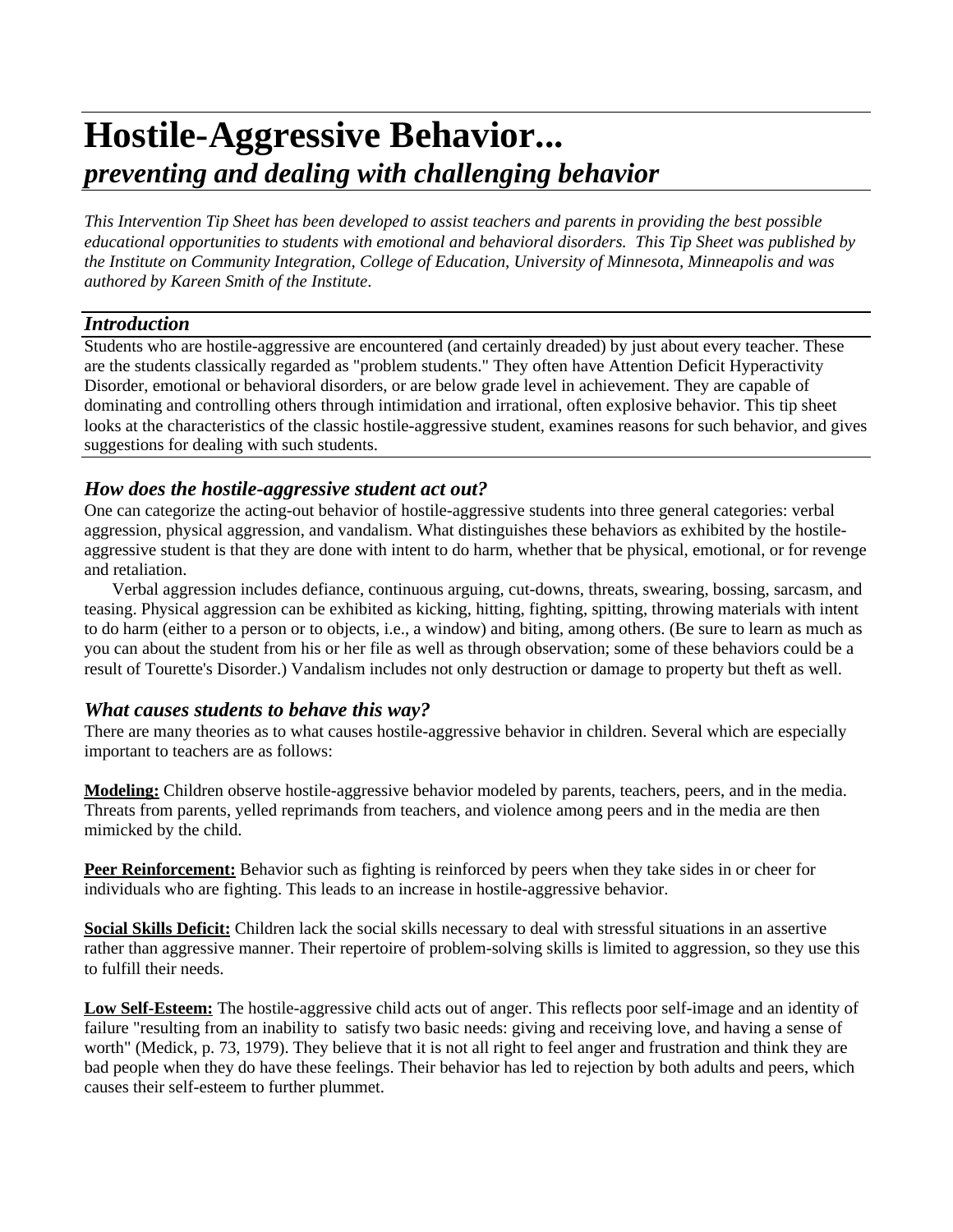# Hostile-Aggressive Behavior...

## *preventing and dealing with challenging behavior*

*This Intervention Tip Sheet has been developed to assist teachers and parents in providing the best possible educational opportunities to students with emotional and behavioral disorders. This Tip Sheet was published by the Institute on Community Integration, College of Education, University of Minnesota, Minneapolis and was authored by Kareen Smith of the Institute.*

### *Introduction*

Students who are hostile-aggressive are encountered (and certainly dreaded) by just about every teacher. These are the students classically regarded as "problem students." They often have Attention Deficit Hyperactivity Disorder, emotional or behavioral disorders, or are below grade level in achievement. They are capable of dominating and controlling others through intimidation and irrational, often explosive behavior. This tip sheet looks at the characteristics of the classic hostile-aggressive student, examines reasons for such behavior, and gives suggestions for dealing with such students.

### *How does the hostile-aggressive student act out?*

One can categorize the acting-out behavior of hostile-aggressive students into three general categories: verbal aggression, physical aggression, and vandalism. What distinguishes these behaviors as exhibited by the hostile-aggressive student is that they are done with intent to do harm, whether that be physical, emotional, or for revenge and retaliation.

Verbal aggression includes defiance, continuous arguing, cut-downs, threats, swearing, bossing, sarcasm, and teasing. Physical aggression can be exhibited as kicking, hitting, fighting, spitting, throwing materials with intent to do harm (either to a person or to objects, i.e., a window) and biting, among others. (Be sure to learn as much as you can about the student from his or her file as well as through observation; some of these behaviors could be a result of Tourette's Disorder.) Vandalism includes not only destruction or damage to property but theft as well.

### *What causes students to behave this way?*

There are many theories as to what causes hostile-aggressive behavior in children. Several which are especially important to teachers are as follows:

**Modeling:** Children observe hostile-aggressive behavior modeled by parents, teachers, peers, and in the media. Threats from parents, yelled reprimands from teachers, and violence among peers and in the media are then mimicked by the child.

**Peer Reinforcement:** Behavior such as fighting is reinforced by peers when they take sides in or cheer for individuals who are fighting. This leads to an increase in hostile-aggressive behavior.

**Social Skills Deficit:** Children lack the social skills necessary to deal with stressful situations in an assertive rather than aggressive manner. Their repertoire of problem-solving skills is limited to aggression, so they use this to fulfill their needs.

**Low Self-Esteem:** The hostile-aggressive child acts out of anger. This reflects poor self-image and an identity of failure "resulting from an inability to satisfy two basic needs: giving and receiving love, and having a sense of worth" (Medick, p. 73, 1979). They believe that it is not all right to feel anger and frustration and think they are bad people when they do have these feelings. Their behavior has led to rejection by both adults and peers, which causes their self-esteem to further plummet.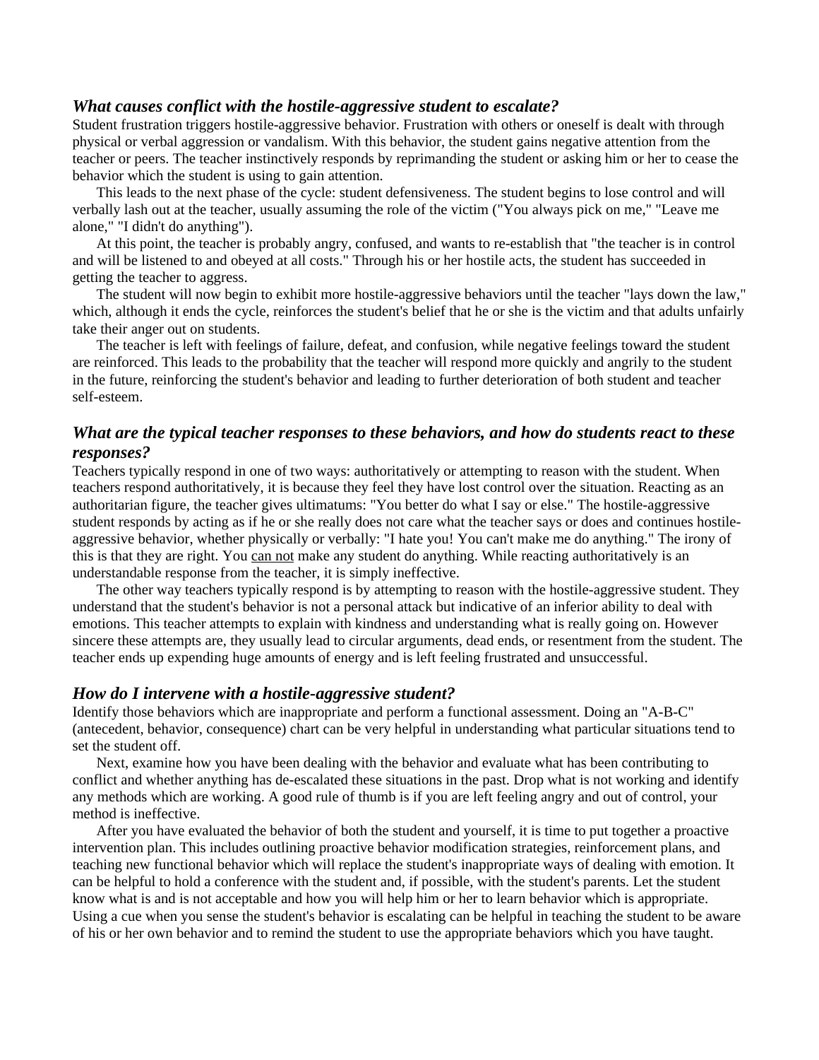### *What causes conflict with the hostile-aggressive student to escalate?*

Student frustration triggers hostile-aggressive behavior. Frustration with others or oneself is dealt with through physical or verbal aggression or vandalism. With this behavior, the student gains negative attention from the teacher or peers. The teacher instinctively responds by reprimanding the student or asking him or her to cease the behavior which the student is using to gain attention.

This leads to the next phase of the cycle: student defensiveness. The student begins to lose control and will verbally lash out at the teacher, usually assuming the role of the victim ("You always pick on me," "Leave me alone," "I didn't do anything").

At this point, the teacher is probably angry, confused, and wants to re-establish that "the teacher is in control and will be listened to and obeyed at all costs." Through his or her hostile acts, the student has succeeded in getting the teacher to aggress.

The student will now begin to exhibit more hostile-aggressive behaviors until the teacher "lays down the law," which, although it ends the cycle, reinforces the student's belief that he or she is the victim and that adults unfairly take their anger out on students.

The teacher is left with feelings of failure, defeat, and confusion, while negative feelings toward the student are reinforced. This leads to the probability that the teacher will respond more quickly and angrily to the student in the future, reinforcing the student's behavior and leading to further deterioration of both student and teacher self-esteem.

### *What are the typical teacher responses to these behaviors, and how do students react to these responses?*

Teachers typically respond in one of two ways: authoritatively or attempting to reason with the student. When teachers respond authoritatively, it is because they feel they have lost control over the situation. Reacting as an authoritarian figure, the teacher gives ultimatums: "You better do what I say or else." The hostile-aggressive student responds by acting as if he or she really does not care what the teacher says or does and continues hostile-aggressive behavior, whether physically or verbally: "I hate you! You can't make me do anything." The irony of this is that they are right. You <u>can not</u> make any student do anything. While reacting authoritatively is an understandable response from the teacher, it is simply ineffective.

The other way teachers typically respond is by attempting to reason with the hostile-aggressive student. They understand that the student's behavior is not a personal attack but indicative of an inferior ability to deal with emotions. This teacher attempts to explain with kindness and understanding what is really going on. However sincere these attempts are, they usually lead to circular arguments, dead ends, or resentment from the student. The teacher ends up expending huge amounts of energy and is left feeling frustrated and unsuccessful.

### *How do I intervene with a hostile-aggressive student?*

Identify those behaviors which are inappropriate and perform a functional assessment. Doing an "A-B-C" (antecedent, behavior, consequence) chart can be very helpful in understanding what particular situations tend to set the student off.

Next, examine how you have been dealing with the behavior and evaluate what has been contributing to conflict and whether anything has de-escalated these situations in the past. Drop what is not working and identify any methods which are working. A good rule of thumb is if you are left feeling angry and out of control, your method is ineffective.

After you have evaluated the behavior of both the student and yourself, it is time to put together a proactive intervention plan. This includes outlining proactive behavior modification strategies, reinforcement plans, and teaching new functional behavior which will replace the student's inappropriate ways of dealing with emotion. It can be helpful to hold a conference with the student and, if possible, with the student's parents. Let the student know what is and is not acceptable and how you will help him or her to learn behavior which is appropriate. Using a cue when you sense the student's behavior is escalating can be helpful in teaching the student to be aware of his or her own behavior and to remind the student to use the appropriate behaviors which you have taught.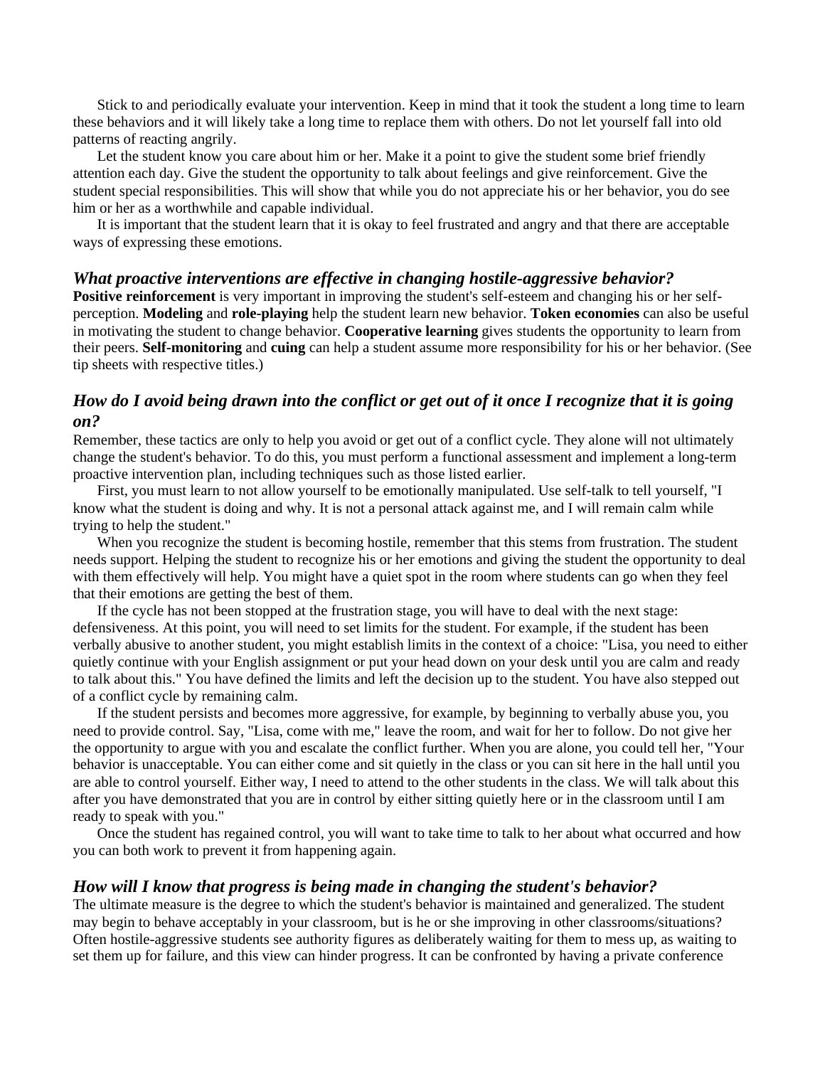Stick to and periodically evaluate your intervention. Keep in mind that it took the student a long time to learn these behaviors and it will likely take a long time to replace them with others. Do not let yourself fall into old patterns of reacting angrily.

Let the student know you care about him or her. Make it a point to give the student some brief friendly attention each day. Give the student the opportunity to talk about feelings and give reinforcement. Give the student special responsibilities. This will show that while you do not appreciate his or her behavior, you do see him or her as a worthwhile and capable individual.

It is important that the student learn that it is okay to feel frustrated and angry and that there are acceptable ways of expressing these emotions.

### *What proactive interventions are effective in changing hostile-aggressive behavior?*

**Positive reinforcement** is very important in improving the student's self-esteem and changing his or her self-perception. **Modeling** and **role-playing** help the student learn new behavior. **Token economies** can also be useful in motivating the student to change behavior. **Cooperative learning** gives students the opportunity to learn from their peers. **Self-monitoring** and **cuing** can help a student assume more responsibility for his or her behavior. (See tip sheets with respective titles.)

### *How do I avoid being drawn into the conflict or get out of it once I recognize that it is going on?*

Remember, these tactics are only to help you avoid or get out of a conflict cycle. They alone will not ultimately change the student's behavior. To do this, you must perform a functional assessment and implement a long-term proactive intervention plan, including techniques such as those listed earlier.

First, you must learn to not allow yourself to be emotionally manipulated. Use self-talk to tell yourself, "I know what the student is doing and why. It is not a personal attack against me, and I will remain calm while trying to help the student."

When you recognize the student is becoming hostile, remember that this stems from frustration. The student needs support. Helping the student to recognize his or her emotions and giving the student the opportunity to deal with them effectively will help. You might have a quiet spot in the room where students can go when they feel that their emotions are getting the best of them.

If the cycle has not been stopped at the frustration stage, you will have to deal with the next stage: defensiveness. At this point, you will need to set limits for the student. For example, if the student has been verbally abusive to another student, you might establish limits in the context of a choice: "Lisa, you need to either quietly continue with your English assignment or put your head down on your desk until you are calm and ready to talk about this." You have defined the limits and left the decision up to the student. You have also stepped out of a conflict cycle by remaining calm.

If the student persists and becomes more aggressive, for example, by beginning to verbally abuse you, you need to provide control. Say, "Lisa, come with me," leave the room, and wait for her to follow. Do not give her the opportunity to argue with you and escalate the conflict further. When you are alone, you could tell her, "Your behavior is unacceptable. You can either come and sit quietly in the class or you can sit here in the hall until you are able to control yourself. Either way, I need to attend to the other students in the class. We will talk about this after you have demonstrated that you are in control by either sitting quietly here or in the classroom until I am ready to speak with you."

Once the student has regained control, you will want to take time to talk to her about what occurred and how you can both work to prevent it from happening again.

### *How will I know that progress is being made in changing the student's behavior?*

The ultimate measure is the degree to which the student's behavior is maintained and generalized. The student may begin to behave acceptably in your classroom, but is he or she improving in other classrooms/situations? Often hostile-aggressive students see authority figures as deliberately waiting for them to mess up, as waiting to set them up for failure, and this view can hinder progress. It can be confronted by having a private conference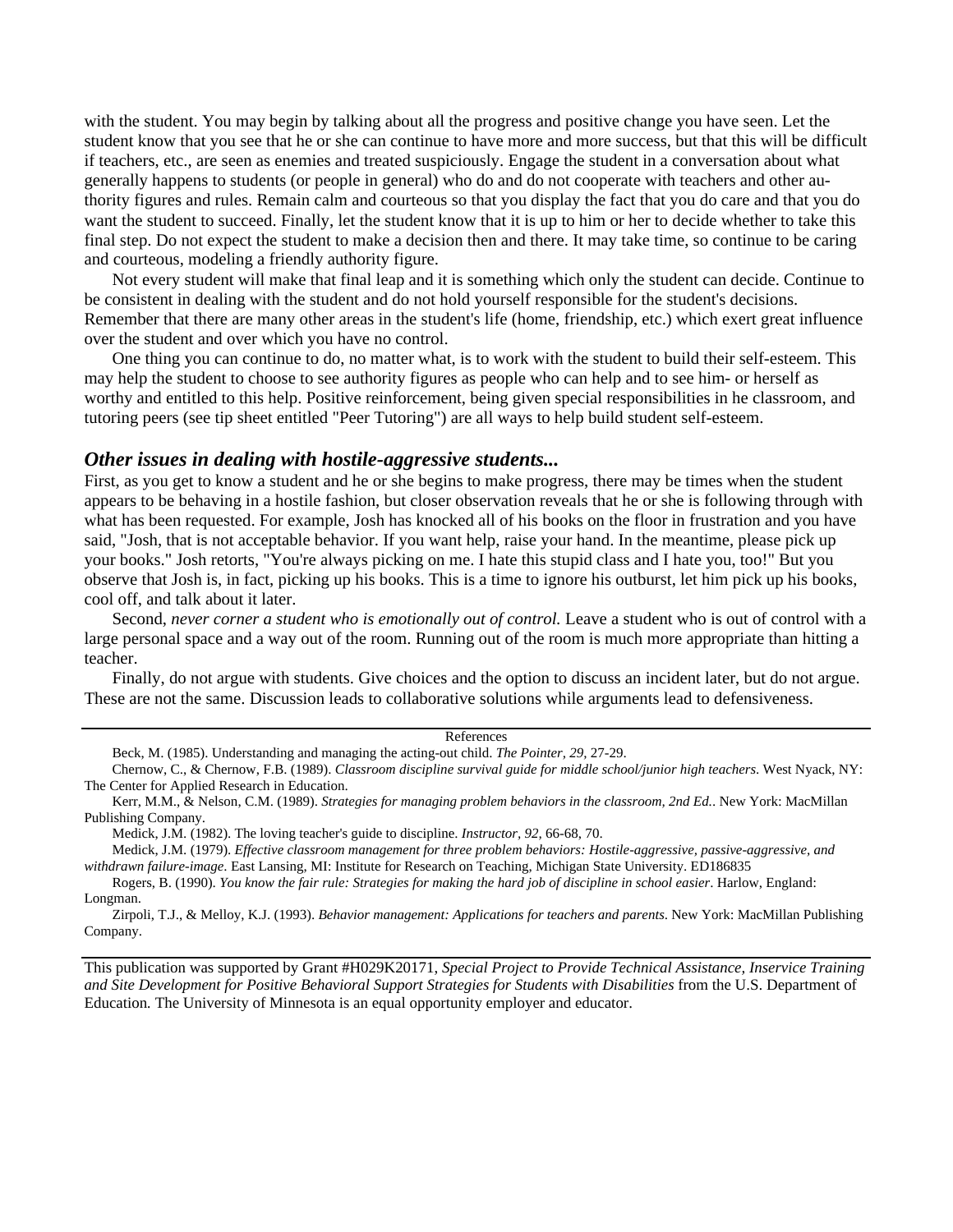with the student. You may begin by talking about all the progress and positive change you have seen. Let the student know that you see that he or she can continue to have more and more success, but that this will be difficult if teachers, etc., are seen as enemies and treated suspiciously. Engage the student in a conversation about what generally happens to students (or people in general) who do and do not cooperate with teachers and other authority figures and rules. Remain calm and courteous so that you display the fact that you do care and that you do want the student to succeed. Finally, let the student know that it is up to him or her to decide whether to take this final step. Do not expect the student to make a decision then and there. It may take time, so continue to be caring and courteous, modeling a friendly authority figure.

Not every student will make that final leap and it is something which only the student can decide. Continue to be consistent in dealing with the student and do not hold yourself responsible for the student's decisions. Remember that there are many other areas in the student's life (home, friendship, etc.) which exert great influence over the student and over which you have no control.

One thing you can continue to do, no matter what, is to work with the student to build their self-esteem. This may help the student to choose to see authority figures as people who can help and to see him- or herself as worthy and entitled to this help. Positive reinforcement, being given special responsibilities in he classroom, and tutoring peers (see tip sheet entitled "Peer Tutoring") are all ways to help build student self-esteem.

### *Other issues in dealing with hostile-aggressive students...*

First, as you get to know a student and he or she begins to make progress, there may be times when the student appears to be behaving in a hostile fashion, but closer observation reveals that he or she is following through with what has been requested. For example, Josh has knocked all of his books on the floor in frustration and you have said, "Josh, that is not acceptable behavior. If you want help, raise your hand. In the meantime, please pick up your books." Josh retorts, "You're always picking on me. I hate this stupid class and I hate you, too!" But you observe that Josh is, in fact, picking up his books. This is a time to ignore his outburst, let him pick up his books, cool off, and talk about it later.

Second, *never corner a student who is emotionally out of control.* Leave a student who is out of control with a large personal space and a way out of the room. Running out of the room is much more appropriate than hitting a teacher.

Finally, do not argue with students. Give choices and the option to discuss an incident later, but do not argue. These are not the same. Discussion leads to collaborative solutions while arguments lead to defensiveness.

---

References

Beck, M. (1985). Understanding and managing the acting-out child. *The Pointer, 29,* 27-29.

Chernow, C., & Chernow, F.B. (1989). *Classroom discipline survival guide for middle school/junior high teachers*. West Nyack, NY: The Center for Applied Research in Education.

Kerr, M.M., & Nelson, C.M. (1989). *Strategies for managing problem behaviors in the classroom, 2nd Ed.*. New York: MacMillan Publishing Company.

Medick, J.M. (1982). The loving teacher's guide to discipline. *Instructor, 92,* 66-68, 70.

Medick, J.M. (1979). *Effective classroom management for three problem behaviors: Hostile-aggressive, passive-aggressive, and withdrawn failure-image*. East Lansing, MI: Institute for Research on Teaching, Michigan State University. ED186835

Rogers, B. (1990). *You know the fair rule: Strategies for making the hard job of discipline in school easier*. Harlow, England: Longman.

Zirpoli, T.J., & Melloy, K.J. (1993). *Behavior management: Applications for teachers and parents*. New York: MacMillan Publishing Company.

---

This publication was supported by Grant #H029K20171, *Special Project to Provide Technical Assistance, Inservice Training and Site Development for Positive Behavioral Support Strategies for Students with Disabilities* from the U.S. Department of Education. The University of Minnesota is an equal opportunity employer and educator.